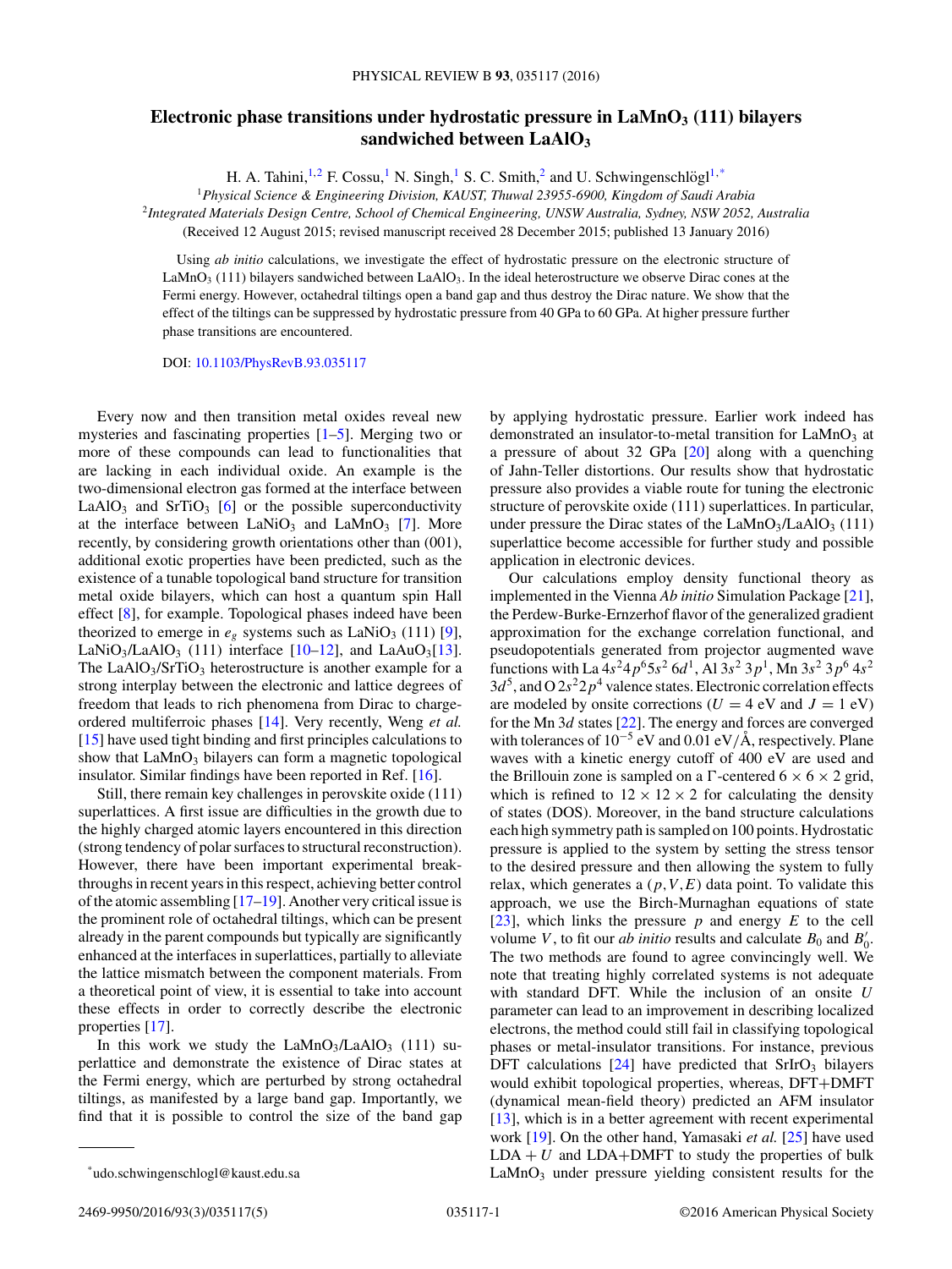# Electronic phase transitions under hydrostatic pressure in $LaMnO_3$ (111) bilayers sandwiched between $LaAlO_3$

H. A. Tahini,[1,2] F. Cossu,[1] N. Singh,[1] S. C. Smith,[2] and U. Schwingenschlögl[1,*]

[1] *Physical Science & Engineering Division, KAUST, Thuwal 23955-6900, Kingdom of Saudi Arabia*

[2] *Integrated Materials Design Centre, School of Chemical Engineering, UNSW Australia, Sydney, NSW 2052, Australia*

(Received 12 August 2015; revised manuscript received 28 December 2015; published 13 January 2016)

Using *ab initio* calculations, we investigate the effect of hydrostatic pressure on the electronic structure of $LaMnO_3$ (111) bilayers sandwiched between $LaAlO_3$. In the ideal heterostructure we observe Dirac cones at the Fermi energy. However, octahedral tiltings open a band gap and thus destroy the Dirac nature. We show that the effect of the tiltings can be suppressed by hydrostatic pressure from 40 GPa to 60 GPa. At higher pressure further phase transitions are encountered.

DOI: 10.1103/PhysRevB.93.035117

Every now and then transition metal oxides reveal new mysteries and fascinating properties [1–5]. Merging two or more of these compounds can lead to functionalities that are lacking in each individual oxide. An example is the two-dimensional electron gas formed at the interface between $LaAlO_3$ and $SrTiO_3$ [6] or the possible superconductivity at the interface between $LaNiO_3$ and $LaMnO_3$ [7]. More recently, by considering growth orientations other than (001), additional exotic properties have been predicted, such as the existence of a tunable topological band structure for transition metal oxide bilayers, which can host a quantum spin Hall effect [8], for example. Topological phases indeed have been theorized to emerge in $e_g$ systems such as $LaNiO_3$ (111) [9], $LaNiO_3/LaAlO_3$ (111) interface [10–12], and $LaAuO_3$[13]. The $LaAlO_3/SrTiO_3$ heterostructure is another example for a strong interplay between the electronic and lattice degrees of freedom that leads to rich phenomena from Dirac to charge-ordered multiferroic phases [14]. Very recently, Weng *et al.* [15] have used tight binding and first principles calculations to show that $LaMnO_3$ bilayers can form a magnetic topological insulator. Similar findings have been reported in Ref. [16].

Still, there remain key challenges in perovskite oxide (111) superlattices. A first issue are difficulties in the growth due to the highly charged atomic layers encountered in this direction (strong tendency of polar surfaces to structural reconstruction). However, there have been important experimental breakthroughs in recent years in this respect, achieving better control of the atomic assembling [17–19]. Another very critical issue is the prominent role of octahedral tiltings, which can be present already in the parent compounds but typically are significantly enhanced at the interfaces in superlattices, partially to alleviate the lattice mismatch between the component materials. From a theoretical point of view, it is essential to take into account these effects in order to correctly describe the electronic properties [17].

In this work we study the $LaMnO_3/LaAlO_3$ (111) superlattice and demonstrate the existence of Dirac states at the Fermi energy, which are perturbed by strong octahedral tiltings, as manifested by a large band gap. Importantly, we find that it is possible to control the size of the band gap by applying hydrostatic pressure. Earlier work indeed has demonstrated an insulator-to-metal transition for $LaMnO_3$ at a pressure of about 32 GPa [20] along with a quenching of Jahn-Teller distortions. Our results show that hydrostatic pressure also provides a viable route for tuning the electronic structure of perovskite oxide (111) superlattices. In particular, under pressure the Dirac states of the $LaMnO_3/LaAlO_3$ (111) superlattice become accessible for further study and possible application in electronic devices.

Our calculations employ density functional theory as implemented in the Vienna *Ab initio* Simulation Package [21], the Perdew-Burke-Ernzerhof flavor of the generalized gradient approximation for the exchange correlation functional, and pseudopotentials generated from projector augmented wave functions with La $4s^2 4p^6 5s^2 6d^1$, Al $3s^2\ 3p^1$, Mn $3s^2\ 3p^6\ 4s^2\ 3d^5$, and O $2s^2 2p^4$ valence states. Electronic correlation effects are modeled by onsite corrections ($U = 4$ eV and $J = 1$ eV) for the Mn 3$d$ states [22]. The energy and forces are converged with tolerances of $10^{-5}$ eV and 0.01 eV/Å, respectively. Plane waves with a kinetic energy cutoff of 400 eV are used and the Brillouin zone is sampled on a Γ-centered $6 \times 6 \times 2$ grid, which is refined to $12 \times 12 \times 2$ for calculating the density of states (DOS). Moreover, in the band structure calculations each high symmetry path is sampled on 100 points. Hydrostatic pressure is applied to the system by setting the stress tensor to the desired pressure and then allowing the system to fully relax, which generates a $(p,V,E)$ data point. To validate this approach, we use the Birch-Murnaghan equations of state [23], which links the pressure $p$ and energy $E$ to the cell volume $V$, to fit our *ab initio* results and calculate $B_0$ and $B_0'$. The two methods are found to agree convincingly well. We note that treating highly correlated systems is not adequate with standard DFT. While the inclusion of an onsite $U$ parameter can lead to an improvement in describing localized electrons, the method could still fail in classifying topological phases or metal-insulator transitions. For instance, previous DFT calculations [24] have predicted that $SrIrO_3$ bilayers would exhibit topological properties, whereas, DFT+DMFT (dynamical mean-field theory) predicted an AFM insulator [13], which is in a better agreement with recent experimental work [19]. On the other hand, Yamasaki *et al.* [25] have used LDA + $U$ and LDA+DMFT to study the properties of bulk $LaMnO_3$ under pressure yielding consistent results for the

*udo.schwingenschlogl@kaust.edu.sa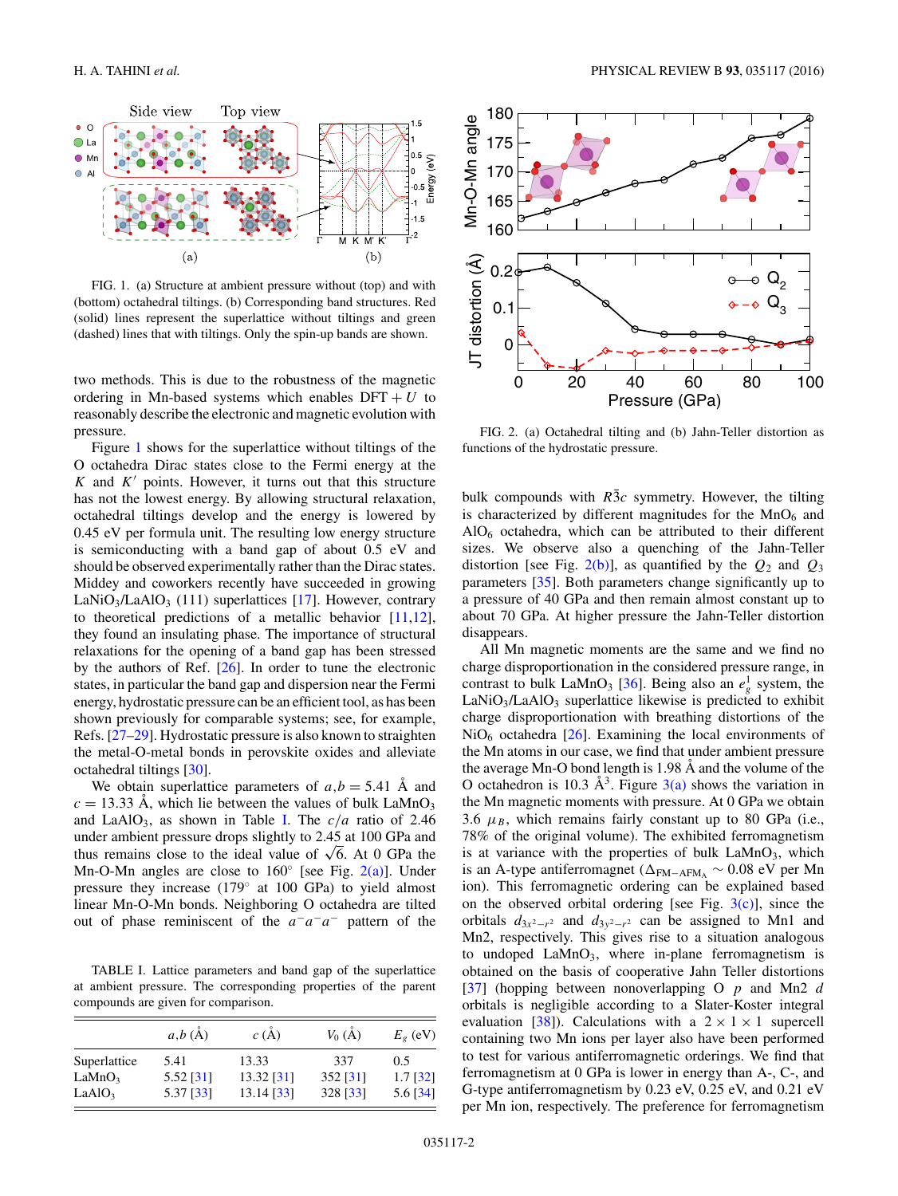FIG. 1. (a) Structure at ambient pressure without (top) and with (bottom) octahedral tiltings. (b) Corresponding band structures. Red (solid) lines represent the superlattice without tiltings and green (dashed) lines that with tiltings. Only the spin-up bands are shown.

two methods. This is due to the robustness of the magnetic ordering in Mn-based systems which enables DFT + $U$ to reasonably describe the electronic and magnetic evolution with pressure.

Figure 1 shows for the superlattice without tiltings of the O octahedra Dirac states close to the Fermi energy at the $K$ and $K'$ points. However, it turns out that this structure has not the lowest energy. By allowing structural relaxation, octahedral tiltings develop and the energy is lowered by 0.45 eV per formula unit. The resulting low energy structure is semiconducting with a band gap of about 0.5 eV and should be observed experimentally rather than the Dirac states. Middey and coworkers recently have succeeded in growing $LaNiO_3/LaAlO_3$ (111) superlattices [17]. However, contrary to theoretical predictions of a metallic behavior [11,12], they found an insulating phase. The importance of structural relaxations for the opening of a band gap has been stressed by the authors of Ref. [26]. In order to tune the electronic states, in particular the band gap and dispersion near the Fermi energy, hydrostatic pressure can be an efficient tool, as has been shown previously for comparable systems; see, for example, Refs. [27–29]. Hydrostatic pressure is also known to straighten the metal-O-metal bonds in perovskite oxides and alleviate octahedral tiltings [30].

We obtain superlattice parameters of $a,b = 5.41$ Å and $c = 13.33$ Å, which lie between the values of bulk $LaMnO_3$ and $LaAlO_3$, as shown in Table I. The $c/a$ ratio of 2.46 under ambient pressure drops slightly to 2.45 at 100 GPa and thus remains close to the ideal value of $\sqrt{6}$. At 0 GPa the Mn-O-Mn angles are close to 160° [see Fig. 2(a)]. Under pressure they increase (179° at 100 GPa) to yield almost linear Mn-O-Mn bonds. Neighboring O octahedra are tilted out of phase reminiscent of the $a^-a^-a^-$ pattern of the

TABLE I. Lattice parameters and band gap of the superlattice at ambient pressure. The corresponding properties of the parent compounds are given for comparison.

| | $a,b$ (Å) | $c$ (Å) | $V_0$ (Å) | $E_g$ (eV) |
|---|---|---|---|---|
| Superlattice | 5.41 | 13.33 | 337 | 0.5 |
| $LaMnO_3$ | 5.52 [31] | 13.32 [31] | 352 [31] | 1.7 [32] |
| $LaAlO_3$ | 5.37 [33] | 13.14 [33] | 328 [33] | 5.6 [34] |

FIG. 2. (a) Octahedral tilting and (b) Jahn-Teller distortion as functions of the hydrostatic pressure.

bulk compounds with $R\bar{3}c$ symmetry. However, the tilting is characterized by different magnitudes for the $MnO_6$ and $AlO_6$ octahedra, which can be attributed to their different sizes. We observe also a quenching of the Jahn-Teller distortion [see Fig. 2(b)], as quantified by the $Q_2$ and $Q_3$ parameters [35]. Both parameters change significantly up to a pressure of 40 GPa and then remain almost constant up to about 70 GPa. At higher pressure the Jahn-Teller distortion disappears.

All Mn magnetic moments are the same and we find no charge disproportionation in the considered pressure range, in contrast to bulk $LaMnO_3$ [36]. Being also an $e_g^1$ system, the $LaNiO_3/LaAlO_3$ superlattice likewise is predicted to exhibit charge disproportionation with breathing distortions of the $NiO_6$ octahedra [26]. Examining the local environments of the Mn atoms in our case, we find that under ambient pressure the average Mn-O bond length is 1.98 Å and the volume of the O octahedron is 10.3 Å$^3$. Figure 3(a) shows the variation in the Mn magnetic moments with pressure. At 0 GPa we obtain 3.6 $\mu_B$, which remains fairly constant up to 80 GPa (i.e., 78% of the original volume). The exhibited ferromagnetism is at variance with the properties of bulk $LaMnO_3$, which is an A-type antiferromagnet ($\Delta_{\mathrm{FM-AFM_A}} \sim 0.08$ eV per Mn ion). This ferromagnetic ordering can be explained based on the observed orbital ordering [see Fig. 3(c)], since the orbitals $d_{3x^2-r^2}$ and $d_{3y^2-r^2}$ can be assigned to Mn1 and Mn2, respectively. This gives rise to a situation analogous to undoped $LaMnO_3$, where in-plane ferromagnetism is obtained on the basis of cooperative Jahn Teller distortions [37] (hopping between nonoverlapping O $p$ and Mn2 $d$ orbitals is negligible according to a Slater-Koster integral evaluation [38]). Calculations with a $2 \times 1 \times 1$ supercell containing two Mn ions per layer also have been performed to test for various antiferromagnetic orderings. We find that ferromagnetism at 0 GPa is lower in energy than A-, C-, and G-type antiferromagnetism by 0.23 eV, 0.25 eV, and 0.21 eV per Mn ion, respectively. The preference for ferromagnetism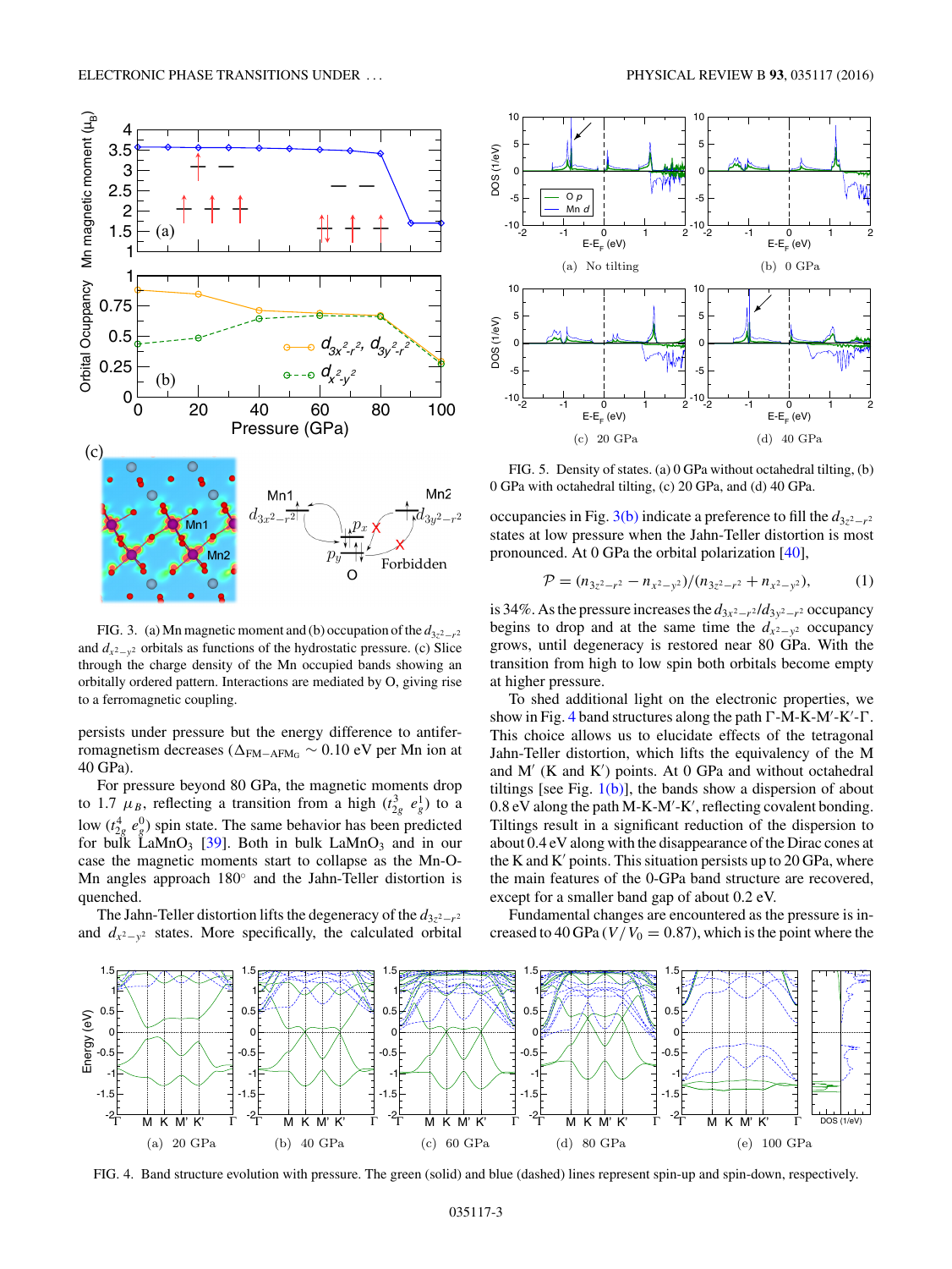FIG. 3. (a) Mn magnetic moment and (b) occupation of the $d_{3z^2-r^2}$ and $d_{x^2-y^2}$ orbitals as functions of the hydrostatic pressure. (c) Slice through the charge density of the Mn occupied bands showing an orbitally ordered pattern. Interactions are mediated by O, giving rise to a ferromagnetic coupling.

persists under pressure but the energy difference to antiferromagnetism decreases ($\Delta_{\mathrm{FM-AFM_G}} \sim 0.10$ eV per Mn ion at 40 GPa).

For pressure beyond 80 GPa, the magnetic moments drop to 1.7 $\mu_B$, reflecting a transition from a high ($t_{2g}^3\ e_g^1$) to a low ($t_{2g}^4\ e_g^0$) spin state. The same behavior has been predicted for bulk $LaMnO_3$ [39]. Both in bulk $LaMnO_3$ and in our case the magnetic moments start to collapse as the Mn-O-Mn angles approach 180° and the Jahn-Teller distortion is quenched.

The Jahn-Teller distortion lifts the degeneracy of the $d_{3z^2-r^2}$ and $d_{x^2-y^2}$ states. More specifically, the calculated orbital occupancies in Fig. 3(b) indicate a preference to fill the $d_{3z^2-r^2}$ states at low pressure when the Jahn-Teller distortion is most pronounced. At 0 GPa the orbital polarization [40],

$$\mathcal{P} = (n_{3z^2-r^2} - n_{x^2-y^2})/(n_{3z^2-r^2} + n_{x^2-y^2}), \tag{1}$$

is 34%. As the pressure increases the $d_{3x^2-r^2}/d_{3y^2-r^2}$ occupancy begins to drop and at the same time the $d_{x^2-y^2}$ occupancy grows, until degeneracy is restored near 80 GPa. With the transition from high to low spin both orbitals become empty at higher pressure.

To shed additional light on the electronic properties, we show in Fig. 4 band structures along the path Γ-M-K-M′-K′-Γ. This choice allows us to elucidate effects of the tetragonal Jahn-Teller distortion, which lifts the equivalency of the M and M′ (K and K′) points. At 0 GPa and without octahedral tiltings [see Fig. 1(b)], the bands show a dispersion of about 0.8 eV along the path M-K-M′-K′, reflecting covalent bonding. Tiltings result in a significant reduction of the dispersion to about 0.4 eV along with the disappearance of the Dirac cones at the K and K′ points. This situation persists up to 20 GPa, where the main features of the 0-GPa band structure are recovered, except for a smaller band gap of about 0.2 eV.

Fundamental changes are encountered as the pressure is increased to 40 GPa ($V/V_0 = 0.87$), which is the point where the

FIG. 5. Density of states. (a) 0 GPa without octahedral tilting, (b) 0 GPa with octahedral tilting, (c) 20 GPa, and (d) 40 GPa.

FIG. 4. Band structure evolution with pressure. The green (solid) and blue (dashed) lines represent spin-up and spin-down, respectively.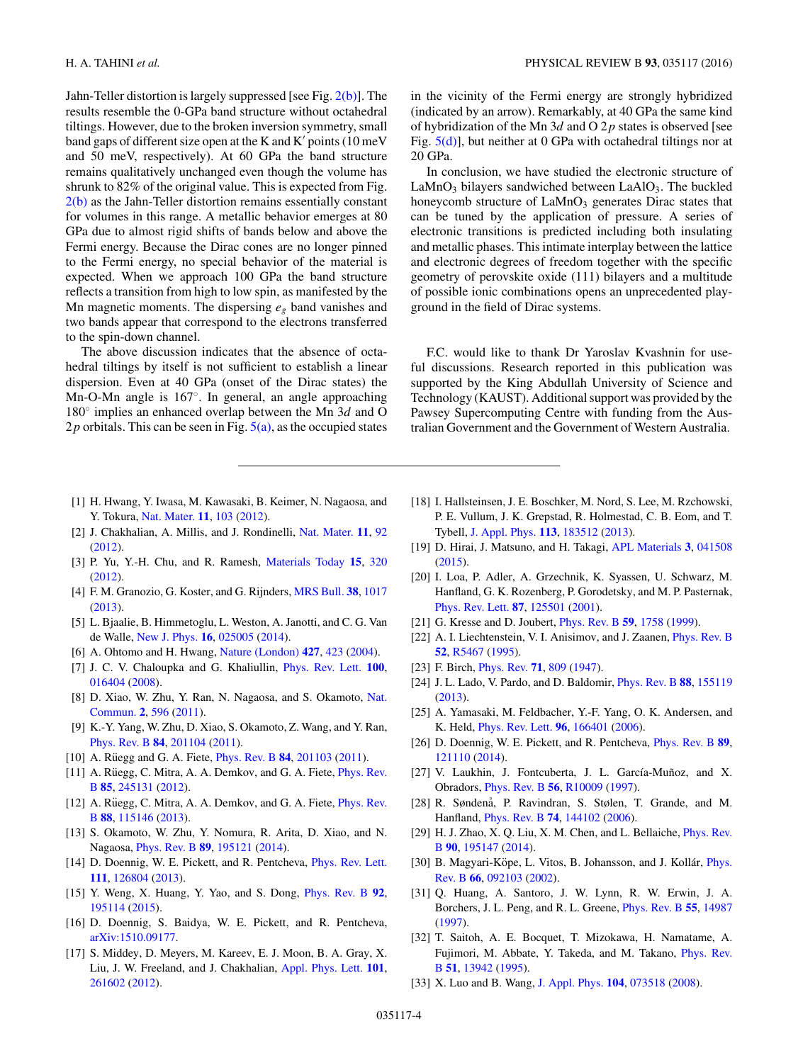Jahn-Teller distortion is largely suppressed [see Fig. 2(b)]. The results resemble the 0-GPa band structure without octahedral tiltings. However, due to the broken inversion symmetry, small band gaps of different size open at the K and K′ points (10 meV and 50 meV, respectively). At 60 GPa the band structure remains qualitatively unchanged even though the volume has shrunk to 82% of the original value. This is expected from Fig. 2(b) as the Jahn-Teller distortion remains essentially constant for volumes in this range. A metallic behavior emerges at 80 GPa due to almost rigid shifts of bands below and above the Fermi energy. Because the Dirac cones are no longer pinned to the Fermi energy, no special behavior of the material is expected. When we approach 100 GPa the band structure reflects a transition from high to low spin, as manifested by the Mn magnetic moments. The dispersing $e_g$ band vanishes and two bands appear that correspond to the electrons transferred to the spin-down channel.

The above discussion indicates that the absence of octahedral tiltings by itself is not sufficient to establish a linear dispersion. Even at 40 GPa (onset of the Dirac states) the Mn-O-Mn angle is 167°. In general, an angle approaching 180° implies an enhanced overlap between the Mn $3d$ and O $2p$ orbitals. This can be seen in Fig. 5(a), as the occupied states in the vicinity of the Fermi energy are strongly hybridized (indicated by an arrow). Remarkably, at 40 GPa the same kind of hybridization of the Mn $3d$ and O $2p$ states is observed [see Fig. 5(d)], but neither at 0 GPa with octahedral tiltings nor at 20 GPa.

In conclusion, we have studied the electronic structure of $LaMnO_3$ bilayers sandwiched between $LaAlO_3$. The buckled honeycomb structure of $LaMnO_3$ generates Dirac states that can be tuned by the application of pressure. A series of electronic transitions is predicted including both insulating and metallic phases. This intimate interplay between the lattice and electronic degrees of freedom together with the specific geometry of perovskite oxide (111) bilayers and a multitude of possible ionic combinations open an unprecedented playground in the field of Dirac systems.

F.C. would like to thank Dr Yaroslav Kvashnin for useful discussions. Research reported in this publication was supported by the King Abdullah University of Science and Technology (KAUST). Additional support was provided by the Pawsey Supercomputing Centre with funding from the Australian Government and the Government of Western Australia.

---

[1] H. Hwang, Y. Iwasa, M. Kawasaki, B. Keimer, N. Nagaosa, and Y. Tokura, Nat. Mater. **11**, 103 (2012).

[2] J. Chakhalian, A. Millis, and J. Rondinelli, Nat. Mater. **11**, 92 (2012).

[3] P. Yu, Y.-H. Chu, and R. Ramesh, Materials Today **15**, 320 (2012).

[4] F. M. Granozio, G. Koster, and G. Rijnders, MRS Bull. **38**, 1017 (2013).

[5] L. Bjaalie, B. Himmetoglu, L. Weston, A. Janotti, and C. G. Van de Walle, New J. Phys. **16**, 025005 (2014).

[6] A. Ohtomo and H. Hwang, Nature (London) **427**, 423 (2004).

[7] J. C. V. Chaloupka and G. Khaliullin, Phys. Rev. Lett. **100**, 016404 (2008).

[8] D. Xiao, W. Zhu, Y. Ran, N. Nagaosa, and S. Okamoto, Nat. Commun. **2**, 596 (2011).

[9] K.-Y. Yang, W. Zhu, D. Xiao, S. Okamoto, Z. Wang, and Y. Ran, Phys. Rev. B **84**, 201104 (2011).

[10] A. Rüegg and G. A. Fiete, Phys. Rev. B **84**, 201103 (2011).

[11] A. Rüegg, C. Mitra, A. A. Demkov, and G. A. Fiete, Phys. Rev. B **85**, 245131 (2012).

[12] A. Rüegg, C. Mitra, A. A. Demkov, and G. A. Fiete, Phys. Rev. B **88**, 115146 (2013).

[13] S. Okamoto, W. Zhu, Y. Nomura, R. Arita, D. Xiao, and N. Nagaosa, Phys. Rev. B **89**, 195121 (2014).

[14] D. Doennig, W. E. Pickett, and R. Pentcheva, Phys. Rev. Lett. **111**, 126804 (2013).

[15] Y. Weng, X. Huang, Y. Yao, and S. Dong, Phys. Rev. B **92**, 195114 (2015).

[16] D. Doennig, S. Baidya, W. E. Pickett, and R. Pentcheva, arXiv:1510.09177.

[17] S. Middey, D. Meyers, M. Kareev, E. J. Moon, B. A. Gray, X. Liu, J. W. Freeland, and J. Chakhalian, Appl. Phys. Lett. **101**, 261602 (2012).

[18] I. Hallsteinsen, J. E. Boschker, M. Nord, S. Lee, M. Rzchowski, P. E. Vullum, J. K. Grepstad, R. Holmestad, C. B. Eom, and T. Tybell, J. Appl. Phys. **113**, 183512 (2013).

[19] D. Hirai, J. Matsuno, and H. Takagi, APL Materials **3**, 041508 (2015).

[20] I. Loa, P. Adler, A. Grzechnik, K. Syassen, U. Schwarz, M. Hanfland, G. K. Rozenberg, P. Gorodetsky, and M. P. Pasternak, Phys. Rev. Lett. **87**, 125501 (2001).

[21] G. Kresse and D. Joubert, Phys. Rev. B **59**, 1758 (1999).

[22] A. I. Liechtenstein, V. I. Anisimov, and J. Zaanen, Phys. Rev. B **52**, R5467 (1995).

[23] F. Birch, Phys. Rev. **71**, 809 (1947).

[24] J. L. Lado, V. Pardo, and D. Baldomir, Phys. Rev. B **88**, 155119 (2013).

[25] A. Yamasaki, M. Feldbacher, Y.-F. Yang, O. K. Andersen, and K. Held, Phys. Rev. Lett. **96**, 166401 (2006).

[26] D. Doennig, W. E. Pickett, and R. Pentcheva, Phys. Rev. B **89**, 121110 (2014).

[27] V. Laukhin, J. Fontcuberta, J. L. García-Muñoz, and X. Obradors, Phys. Rev. B **56**, R10009 (1997).

[28] R. Søndenå, P. Ravindran, S. Stølen, T. Grande, and M. Hanfland, Phys. Rev. B **74**, 144102 (2006).

[29] H. J. Zhao, X. Q. Liu, X. M. Chen, and L. Bellaiche, Phys. Rev. B **90**, 195147 (2014).

[30] B. Magyari-Köpe, L. Vitos, B. Johansson, and J. Kollár, Phys. Rev. B **66**, 092103 (2002).

[31] Q. Huang, A. Santoro, J. W. Lynn, R. W. Erwin, J. A. Borchers, J. L. Peng, and R. L. Greene, Phys. Rev. B **55**, 14987 (1997).

[32] T. Saitoh, A. E. Bocquet, T. Mizokawa, H. Namatame, A. Fujimori, M. Abbate, Y. Takeda, and M. Takano, Phys. Rev. B **51**, 13942 (1995).

[33] X. Luo and B. Wang, J. Appl. Phys. **104**, 073518 (2008).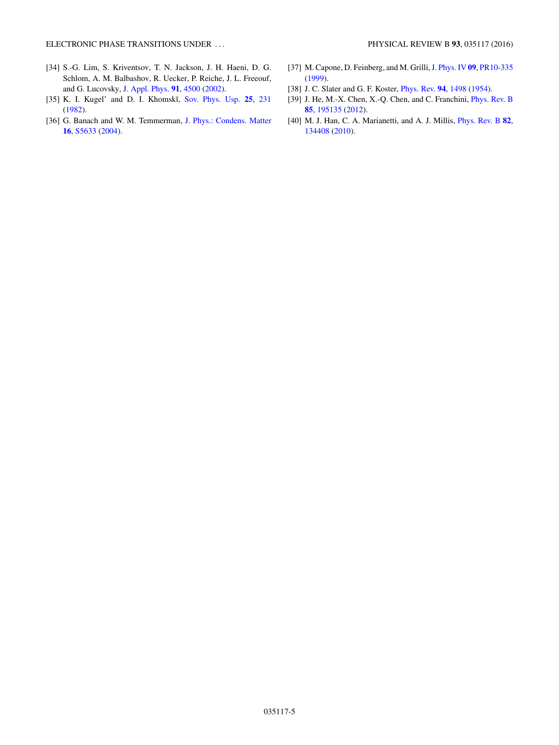[34] S.-G. Lim, S. Kriventsov, T. N. Jackson, J. H. Haeni, D. G. Schlom, A. M. Balbashov, R. Uecker, P. Reiche, J. L. Freeouf, and G. Lucovsky, J. Appl. Phys. **91**, 4500 (2002).

[35] K. I. Kugel' and D. I. Khomskiĭ, Sov. Phys. Usp. **25**, 231 (1982).

[36] G. Banach and W. M. Temmerman, J. Phys.: Condens. Matter **16**, S5633 (2004).

[37] M. Capone, D. Feinberg, and M. Grilli, J. Phys. IV **09**, PR10-335 (1999).

[38] J. C. Slater and G. F. Koster, Phys. Rev. **94**, 1498 (1954).

[39] J. He, M.-X. Chen, X.-Q. Chen, and C. Franchini, Phys. Rev. B **85**, 195135 (2012).

[40] M. J. Han, C. A. Marianetti, and A. J. Millis, Phys. Rev. B **82**, 134408 (2010).